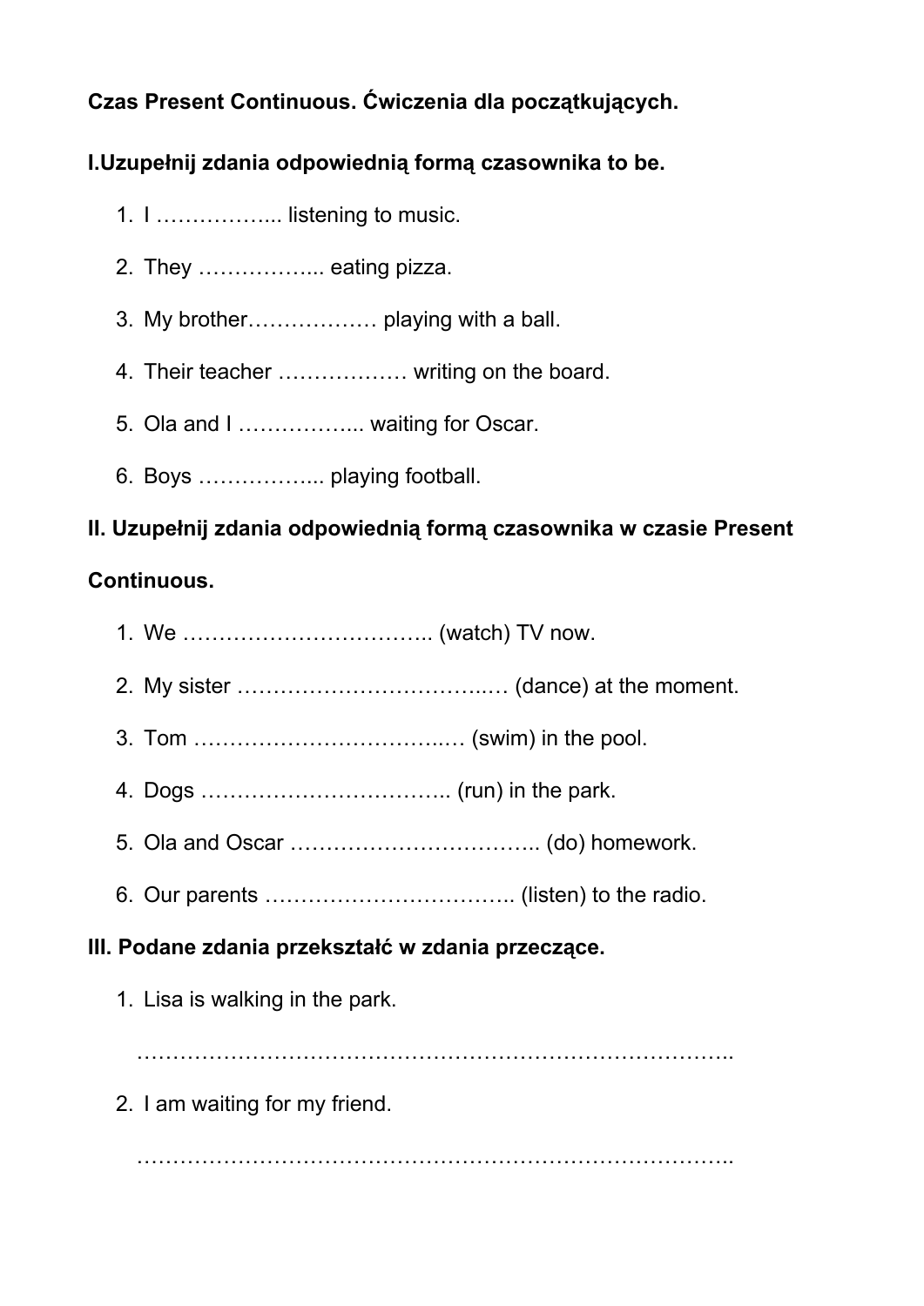**Czas Present Continuous. Ćwiczenia dla początkujących.**

**I.Uzupełnij zdania odpowiednią formą czasownika to be.**

1. I ……………... listening to music.
2. They ……………... eating pizza.
3. My brother……………… playing with a ball.
4. Their teacher ……………… writing on the board.
5. Ola and I ……………... waiting for Oscar.
6. Boys ……………... playing football.

**II. Uzupełnij zdania odpowiednią formą czasownika w czasie Present Continuous.**

1. We …………………………….. (watch) TV now.
2. My sister ………………………….…. (dance) at the moment.
3. Tom ………………………….…. (swim) in the pool.
4. Dogs …………………………….. (run) in the park.
5. Ola and Oscar …………………………….. (do) homework.
6. Our parents …………………………….. (listen) to the radio.

**III. Podane zdania przekształć w zdania przeczące.**

1. Lisa is walking in the park.

   ………………………………………………………………………..

2. I am waiting for my friend.

   ………………………………………………………………………..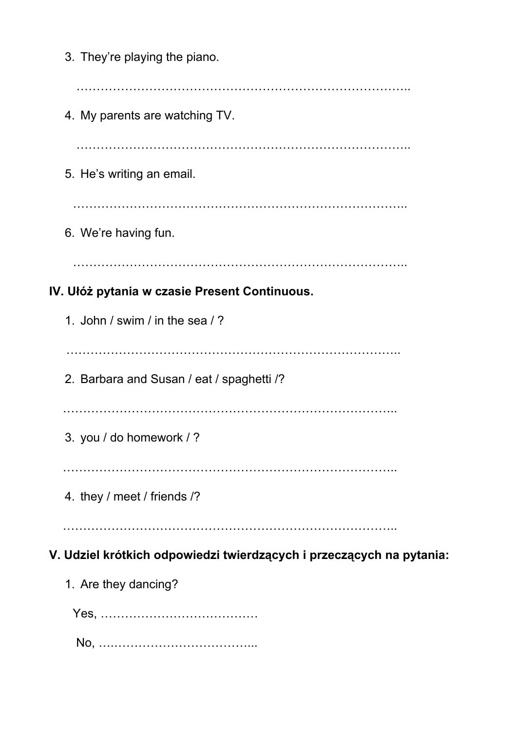3. They're playing the piano.

   ………………………………………………………………………..

4. My parents are watching TV.

   ………………………………………………………………………..

5. He's writing an email.

   ………………………………………………………………………..

6. We're having fun.

   ………………………………………………………………………..

**IV. Ułóż pytania w czasie Present Continuous.**

1. John / swim / in the sea / ?

   ………………………………………………………………………..

2. Barbara and Susan / eat / spaghetti /?

   ………………………………………………………………………..

3. you / do homework / ?

   ………………………………………………………………………..

4. they / meet / friends /?

   ………………………………………………………………………..

**V. Udziel krótkich odpowiedzi twierdzących i przeczących na pytania:**

1. Are they dancing?

   Yes, …………………………………

   No, ………………………………...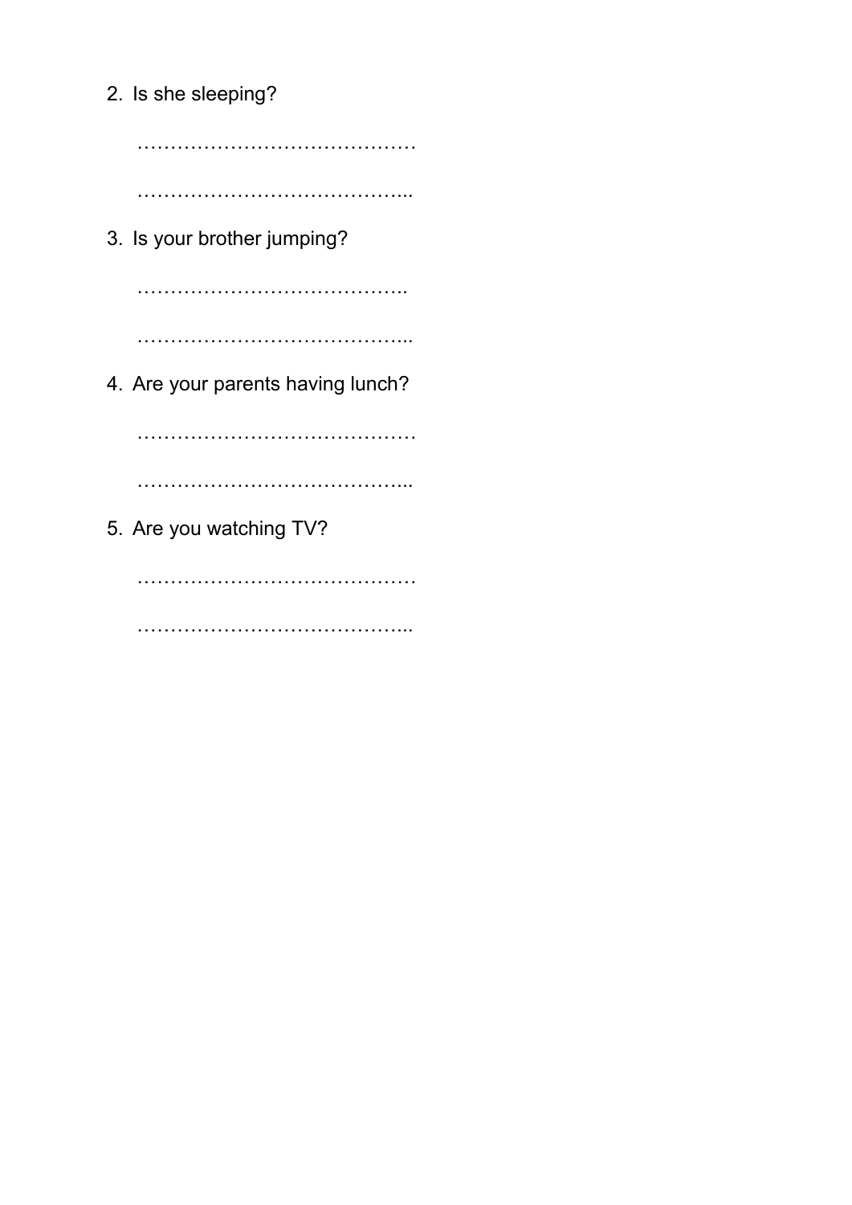2. Is she sleeping?

   ……………………………………

   …………………………………...

3. Is your brother jumping?

   …………………………………..

   …………………………………...

4. Are your parents having lunch?

   ……………………………………

   …………………………………...

5. Are you watching TV?

   ……………………………………

   …………………………………...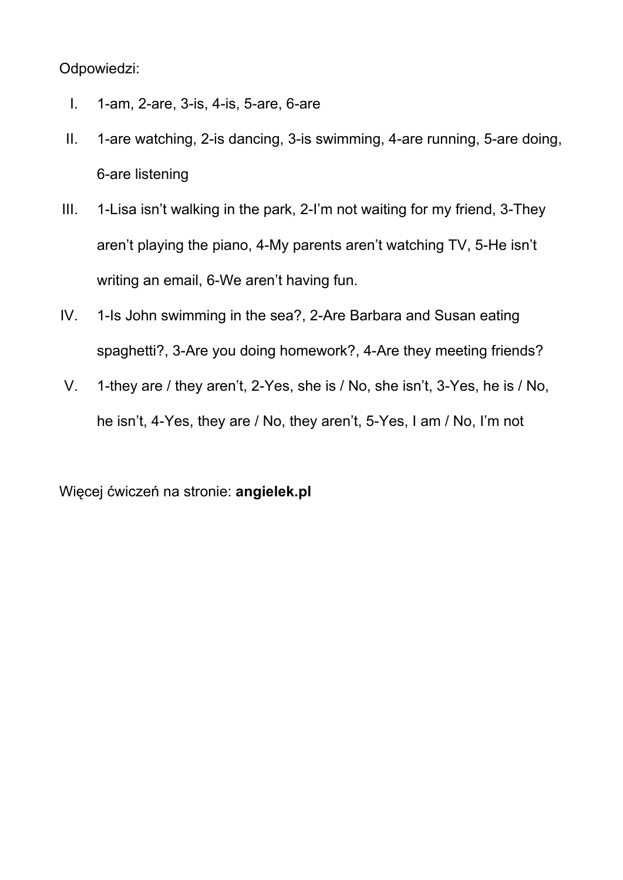Odpowiedzi:

I. 1-am, 2-are, 3-is, 4-is, 5-are, 6-are

II. 1-are watching, 2-is dancing, 3-is swimming, 4-are running, 5-are doing, 6-are listening

III. 1-Lisa isn't walking in the park, 2-I'm not waiting for my friend, 3-They aren't playing the piano, 4-My parents aren't watching TV, 5-He isn't writing an email, 6-We aren't having fun.

IV. 1-Is John swimming in the sea?, 2-Are Barbara and Susan eating spaghetti?, 3-Are you doing homework?, 4-Are they meeting friends?

V. 1-they are / they aren't, 2-Yes, she is / No, she isn't, 3-Yes, he is / No, he isn't, 4-Yes, they are / No, they aren't, 5-Yes, I am / No, I'm not

Więcej ćwiczeń na stronie: **angielek.pl**